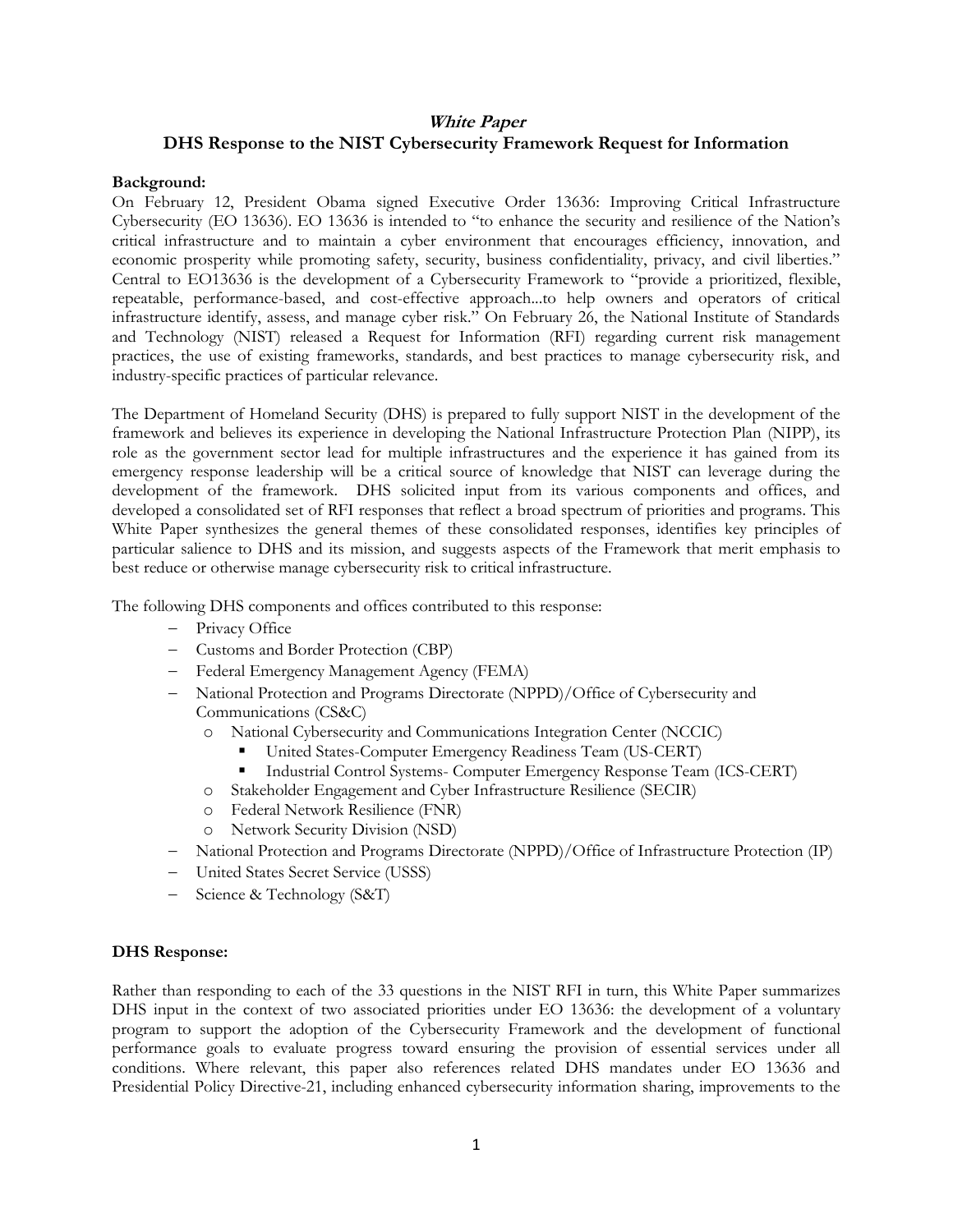# *White Paper*

## DHS Response to the NIST Cybersecurity Framework Request for Information

**Background:**

On February 12, President Obama signed Executive Order 13636: Improving Critical Infrastructure Cybersecurity (EO 13636). EO 13636 is intended to "to enhance the security and resilience of the Nation's critical infrastructure and to maintain a cyber environment that encourages efficiency, innovation, and economic prosperity while promoting safety, security, business confidentiality, privacy, and civil liberties." Central to EO13636 is the development of a Cybersecurity Framework to "provide a prioritized, flexible, repeatable, performance-based, and cost-effective approach...to help owners and operators of critical infrastructure identify, assess, and manage cyber risk." On February 26, the National Institute of Standards and Technology (NIST) released a Request for Information (RFI) regarding current risk management practices, the use of existing frameworks, standards, and best practices to manage cybersecurity risk, and industry-specific practices of particular relevance.

The Department of Homeland Security (DHS) is prepared to fully support NIST in the development of the framework and believes its experience in developing the National Infrastructure Protection Plan (NIPP), its role as the government sector lead for multiple infrastructures and the experience it has gained from its emergency response leadership will be a critical source of knowledge that NIST can leverage during the development of the framework. DHS solicited input from its various components and offices, and developed a consolidated set of RFI responses that reflect a broad spectrum of priorities and programs. This White Paper synthesizes the general themes of these consolidated responses, identifies key principles of particular salience to DHS and its mission, and suggests aspects of the Framework that merit emphasis to best reduce or otherwise manage cybersecurity risk to critical infrastructure.

The following DHS components and offices contributed to this response:

- Privacy Office
- Customs and Border Protection (CBP)
- Federal Emergency Management Agency (FEMA)
- National Protection and Programs Directorate (NPPD)/Office of Cybersecurity and Communications (CS&C)
  - National Cybersecurity and Communications Integration Center (NCCIC)
    - United States-Computer Emergency Readiness Team (US-CERT)
    - Industrial Control Systems- Computer Emergency Response Team (ICS-CERT)
  - Stakeholder Engagement and Cyber Infrastructure Resilience (SECIR)
  - Federal Network Resilience (FNR)
  - Network Security Division (NSD)
- National Protection and Programs Directorate (NPPD)/Office of Infrastructure Protection (IP)
- United States Secret Service (USSS)
- Science & Technology (S&T)

**DHS Response:**

Rather than responding to each of the 33 questions in the NIST RFI in turn, this White Paper summarizes DHS input in the context of two associated priorities under EO 13636: the development of a voluntary program to support the adoption of the Cybersecurity Framework and the development of functional performance goals to evaluate progress toward ensuring the provision of essential services under all conditions. Where relevant, this paper also references related DHS mandates under EO 13636 and Presidential Policy Directive-21, including enhanced cybersecurity information sharing, improvements to the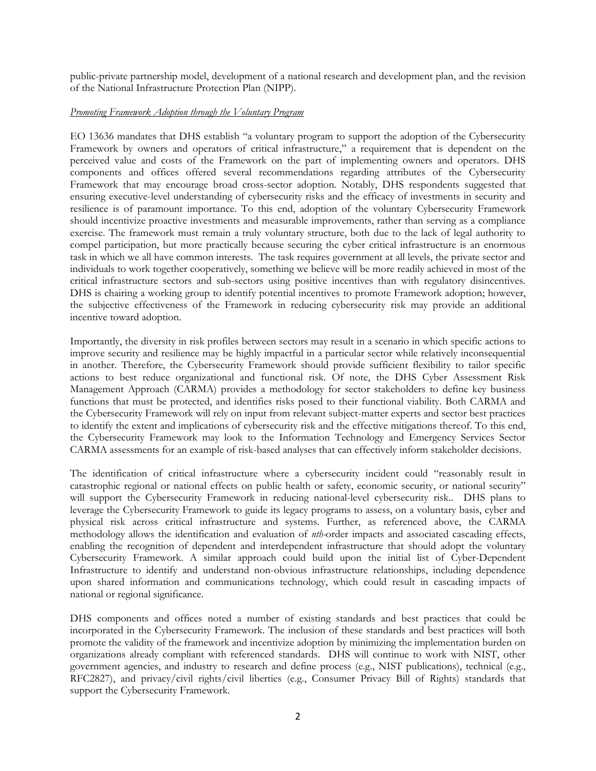public-private partnership model, development of a national research and development plan, and the revision of the National Infrastructure Protection Plan (NIPP).

*<u>Promoting Framework Adoption through the Voluntary Program</u>*

EO 13636 mandates that DHS establish "a voluntary program to support the adoption of the Cybersecurity Framework by owners and operators of critical infrastructure," a requirement that is dependent on the perceived value and costs of the Framework on the part of implementing owners and operators. DHS components and offices offered several recommendations regarding attributes of the Cybersecurity Framework that may encourage broad cross-sector adoption. Notably, DHS respondents suggested that ensuring executive-level understanding of cybersecurity risks and the efficacy of investments in security and resilience is of paramount importance. To this end, adoption of the voluntary Cybersecurity Framework should incentivize proactive investments and measurable improvements, rather than serving as a compliance exercise. The framework must remain a truly voluntary structure, both due to the lack of legal authority to compel participation, but more practically because securing the cyber critical infrastructure is an enormous task in which we all have common interests. The task requires government at all levels, the private sector and individuals to work together cooperatively, something we believe will be more readily achieved in most of the critical infrastructure sectors and sub-sectors using positive incentives than with regulatory disincentives. DHS is chairing a working group to identify potential incentives to promote Framework adoption; however, the subjective effectiveness of the Framework in reducing cybersecurity risk may provide an additional incentive toward adoption.

Importantly, the diversity in risk profiles between sectors may result in a scenario in which specific actions to improve security and resilience may be highly impactful in a particular sector while relatively inconsequential in another. Therefore, the Cybersecurity Framework should provide sufficient flexibility to tailor specific actions to best reduce organizational and functional risk. Of note, the DHS Cyber Assessment Risk Management Approach (CARMA) provides a methodology for sector stakeholders to define key business functions that must be protected, and identifies risks posed to their functional viability. Both CARMA and the Cybersecurity Framework will rely on input from relevant subject-matter experts and sector best practices to identify the extent and implications of cybersecurity risk and the effective mitigations thereof. To this end, the Cybersecurity Framework may look to the Information Technology and Emergency Services Sector CARMA assessments for an example of risk-based analyses that can effectively inform stakeholder decisions.

The identification of critical infrastructure where a cybersecurity incident could "reasonably result in catastrophic regional or national effects on public health or safety, economic security, or national security" will support the Cybersecurity Framework in reducing national-level cybersecurity risk.. DHS plans to leverage the Cybersecurity Framework to guide its legacy programs to assess, on a voluntary basis, cyber and physical risk across critical infrastructure and systems. Further, as referenced above, the CARMA methodology allows the identification and evaluation of *nth*-order impacts and associated cascading effects, enabling the recognition of dependent and interdependent infrastructure that should adopt the voluntary Cybersecurity Framework. A similar approach could build upon the initial list of Cyber-Dependent Infrastructure to identify and understand non-obvious infrastructure relationships, including dependence upon shared information and communications technology, which could result in cascading impacts of national or regional significance.

DHS components and offices noted a number of existing standards and best practices that could be incorporated in the Cybersecurity Framework. The inclusion of these standards and best practices will both promote the validity of the framework and incentivize adoption by minimizing the implementation burden on organizations already compliant with referenced standards. DHS will continue to work with NIST, other government agencies, and industry to research and define process (e.g., NIST publications), technical (e.g., RFC2827), and privacy/civil rights/civil liberties (e.g., Consumer Privacy Bill of Rights) standards that support the Cybersecurity Framework.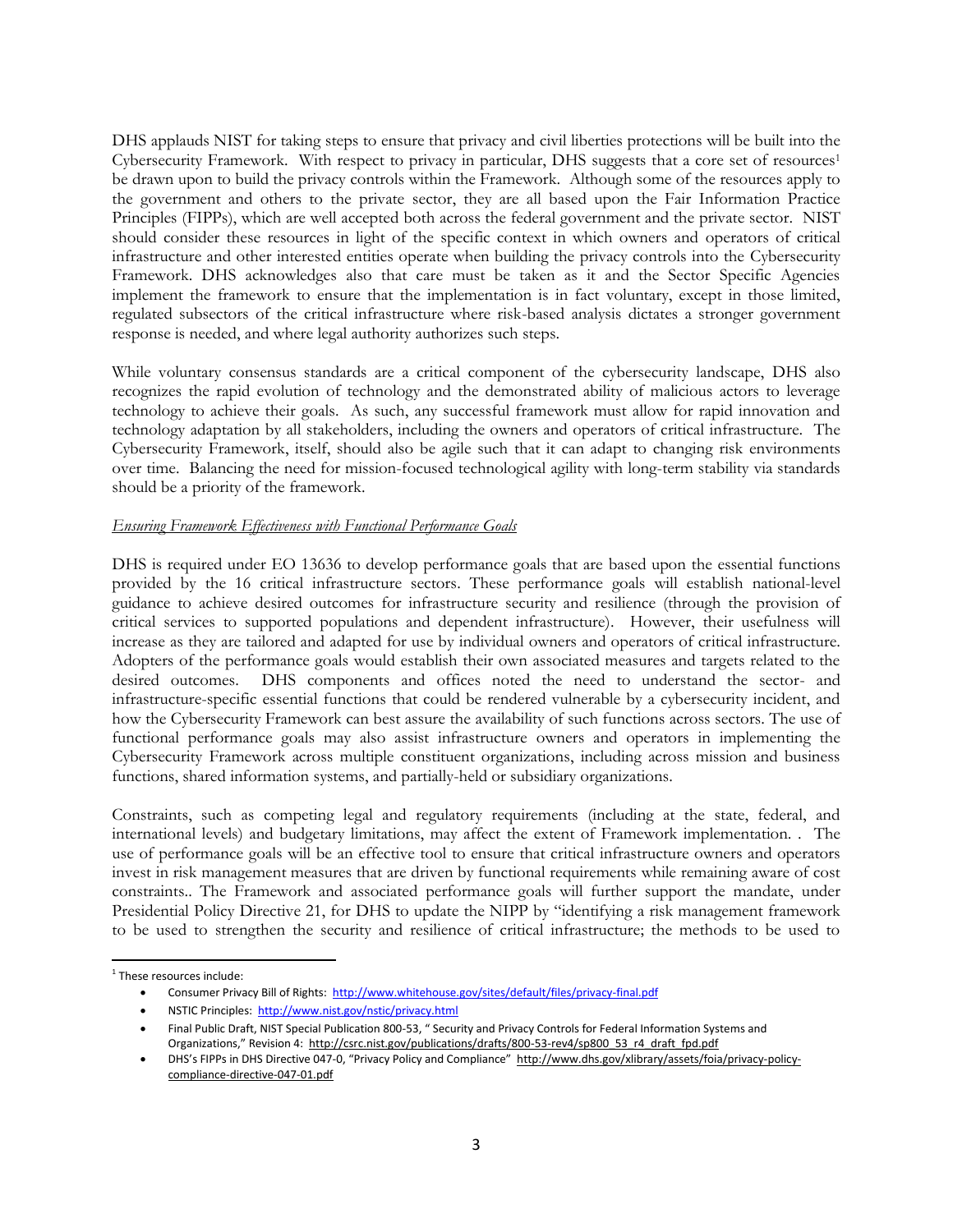DHS applauds NIST for taking steps to ensure that privacy and civil liberties protections will be built into the Cybersecurity Framework. With respect to privacy in particular, DHS suggests that a core set of resources[1] be drawn upon to build the privacy controls within the Framework. Although some of the resources apply to the government and others to the private sector, they are all based upon the Fair Information Practice Principles (FIPPs), which are well accepted both across the federal government and the private sector. NIST should consider these resources in light of the specific context in which owners and operators of critical infrastructure and other interested entities operate when building the privacy controls into the Cybersecurity Framework. DHS acknowledges also that care must be taken as it and the Sector Specific Agencies implement the framework to ensure that the implementation is in fact voluntary, except in those limited, regulated subsectors of the critical infrastructure where risk-based analysis dictates a stronger government response is needed, and where legal authority authorizes such steps.

While voluntary consensus standards are a critical component of the cybersecurity landscape, DHS also recognizes the rapid evolution of technology and the demonstrated ability of malicious actors to leverage technology to achieve their goals. As such, any successful framework must allow for rapid innovation and technology adaptation by all stakeholders, including the owners and operators of critical infrastructure. The Cybersecurity Framework, itself, should also be agile such that it can adapt to changing risk environments over time. Balancing the need for mission-focused technological agility with long-term stability via standards should be a priority of the framework.

*Ensuring Framework Effectiveness with Functional Performance Goals*

DHS is required under EO 13636 to develop performance goals that are based upon the essential functions provided by the 16 critical infrastructure sectors. These performance goals will establish national-level guidance to achieve desired outcomes for infrastructure security and resilience (through the provision of critical services to supported populations and dependent infrastructure). However, their usefulness will increase as they are tailored and adapted for use by individual owners and operators of critical infrastructure. Adopters of the performance goals would establish their own associated measures and targets related to the desired outcomes. DHS components and offices noted the need to understand the sector- and infrastructure-specific essential functions that could be rendered vulnerable by a cybersecurity incident, and how the Cybersecurity Framework can best assure the availability of such functions across sectors. The use of functional performance goals may also assist infrastructure owners and operators in implementing the Cybersecurity Framework across multiple constituent organizations, including across mission and business functions, shared information systems, and partially-held or subsidiary organizations.

Constraints, such as competing legal and regulatory requirements (including at the state, federal, and international levels) and budgetary limitations, may affect the extent of Framework implementation. . The use of performance goals will be an effective tool to ensure that critical infrastructure owners and operators invest in risk management measures that are driven by functional requirements while remaining aware of cost constraints.. The Framework and associated performance goals will further support the mandate, under Presidential Policy Directive 21, for DHS to update the NIPP by "identifying a risk management framework to be used to strengthen the security and resilience of critical infrastructure; the methods to be used to

---

[1] These resources include:

- Consumer Privacy Bill of Rights: http://www.whitehouse.gov/sites/default/files/privacy-final.pdf
- NSTIC Principles: http://www.nist.gov/nstic/privacy.html
- Final Public Draft, NIST Special Publication 800-53, " Security and Privacy Controls for Federal Information Systems and Organizations," Revision 4: http://csrc.nist.gov/publications/drafts/800-53-rev4/sp800_53_r4_draft_fpd.pdf
- DHS's FIPPs in DHS Directive 047-0, "Privacy Policy and Compliance" http://www.dhs.gov/xlibrary/assets/foia/privacy-policy-compliance-directive-047-01.pdf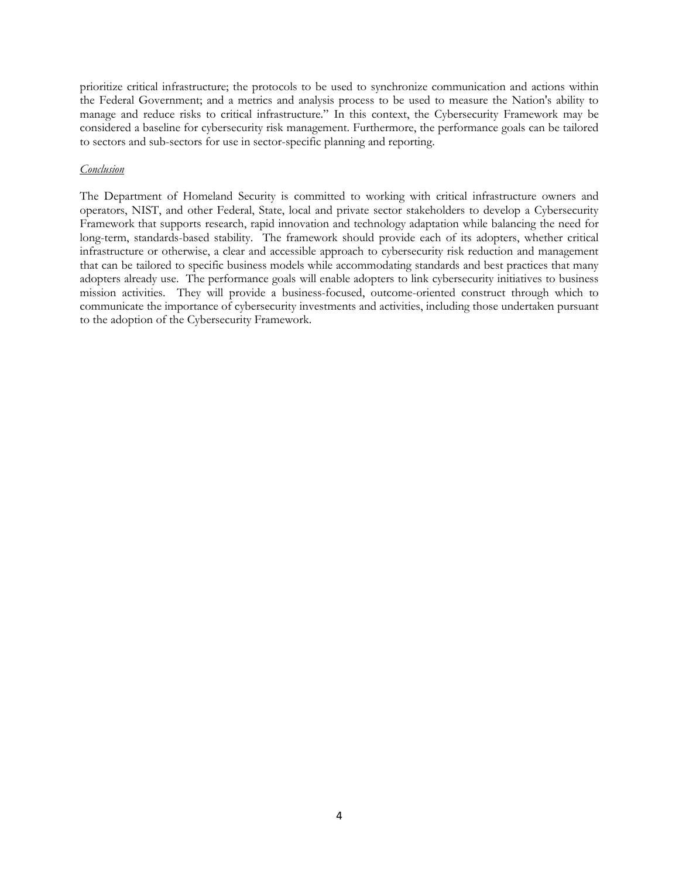prioritize critical infrastructure; the protocols to be used to synchronize communication and actions within the Federal Government; and a metrics and analysis process to be used to measure the Nation's ability to manage and reduce risks to critical infrastructure." In this context, the Cybersecurity Framework may be considered a baseline for cybersecurity risk management. Furthermore, the performance goals can be tailored to sectors and sub-sectors for use in sector-specific planning and reporting.

*Conclusion*

The Department of Homeland Security is committed to working with critical infrastructure owners and operators, NIST, and other Federal, State, local and private sector stakeholders to develop a Cybersecurity Framework that supports research, rapid innovation and technology adaptation while balancing the need for long-term, standards-based stability. The framework should provide each of its adopters, whether critical infrastructure or otherwise, a clear and accessible approach to cybersecurity risk reduction and management that can be tailored to specific business models while accommodating standards and best practices that many adopters already use. The performance goals will enable adopters to link cybersecurity initiatives to business mission activities. They will provide a business-focused, outcome-oriented construct through which to communicate the importance of cybersecurity investments and activities, including those undertaken pursuant to the adoption of the Cybersecurity Framework.